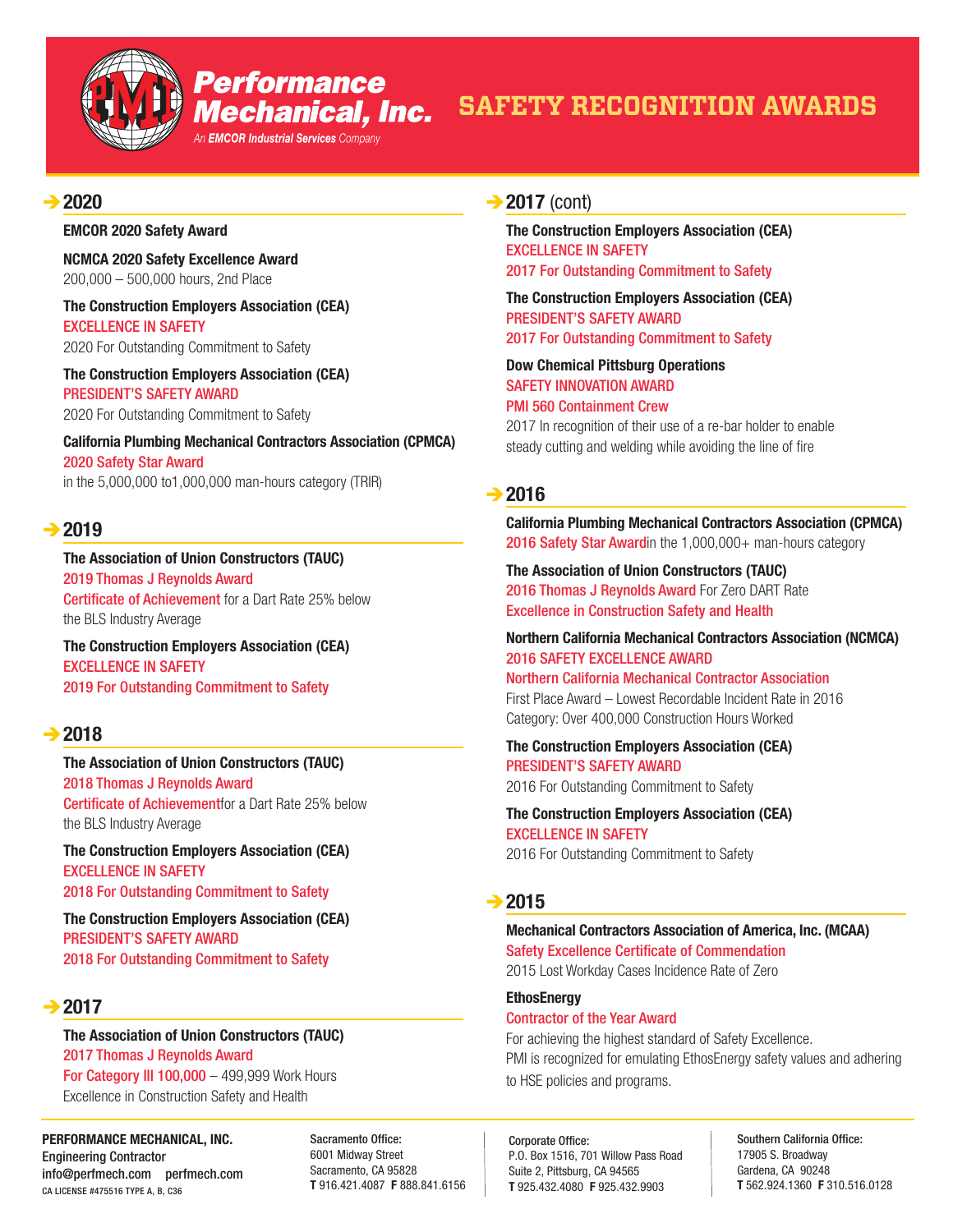# Performance Mechanical, Inc.

An EMCOR Industrial Services Company

# SAFETY RECOGNITION AWARDS

## 2020

**EMCOR 2020 Safety Award**

**NCMCA 2020 Safety Excellence Award**
200,000 – 500,000 hours, 2nd Place

**The Construction Employers Association (CEA)**
EXCELLENCE IN SAFETY
2020 For Outstanding Commitment to Safety

**The Construction Employers Association (CEA)**
PRESIDENT'S SAFETY AWARD
2020 For Outstanding Commitment to Safety

**California Plumbing Mechanical Contractors Association (CPMCA)**
2020 Safety Star Award
in the 5,000,000 to1,000,000 man-hours category (TRIR)

## 2019

**The Association of Union Constructors (TAUC)**
2019 Thomas J Reynolds Award
Certificate of Achievement for a Dart Rate 25% below the BLS Industry Average

**The Construction Employers Association (CEA)**
EXCELLENCE IN SAFETY
2019 For Outstanding Commitment to Safety

## 2018

**The Association of Union Constructors (TAUC)**
2018 Thomas J Reynolds Award
Certificate of Achievementfor a Dart Rate 25% below the BLS Industry Average

**The Construction Employers Association (CEA)**
EXCELLENCE IN SAFETY
2018 For Outstanding Commitment to Safety

**The Construction Employers Association (CEA)**
PRESIDENT'S SAFETY AWARD
2018 For Outstanding Commitment to Safety

## 2017

**The Association of Union Constructors (TAUC)**
2017 Thomas J Reynolds Award
For Category III 100,000 – 499,999 Work Hours
Excellence in Construction Safety and Health

## 2017 (cont)

**The Construction Employers Association (CEA)**
EXCELLENCE IN SAFETY
2017 For Outstanding Commitment to Safety

**The Construction Employers Association (CEA)**
PRESIDENT'S SAFETY AWARD
2017 For Outstanding Commitment to Safety

**Dow Chemical Pittsburg Operations**
SAFETY INNOVATION AWARD
PMI 560 Containment Crew
2017 In recognition of their use of a re-bar holder to enable steady cutting and welding while avoiding the line of fire

## 2016

**California Plumbing Mechanical Contractors Association (CPMCA)**
2016 Safety Star Awardin the 1,000,000+ man-hours category

**The Association of Union Constructors (TAUC)**
2016 Thomas J Reynolds Award For Zero DART Rate
Excellence in Construction Safety and Health

**Northern California Mechanical Contractors Association (NCMCA)**
2016 SAFETY EXCELLENCE AWARD
Northern California Mechanical Contractor Association
First Place Award – Lowest Recordable Incident Rate in 2016
Category: Over 400,000 Construction Hours Worked

**The Construction Employers Association (CEA)**
PRESIDENT'S SAFETY AWARD
2016 For Outstanding Commitment to Safety

**The Construction Employers Association (CEA)**
EXCELLENCE IN SAFETY
2016 For Outstanding Commitment to Safety

## 2015

**Mechanical Contractors Association of America, Inc. (MCAA)**
Safety Excellence Certificate of Commendation
2015 Lost Workday Cases Incidence Rate of Zero

**EthosEnergy**
Contractor of the Year Award
For achieving the highest standard of Safety Excellence.
PMI is recognized for emulating EthosEnergy safety values and adhering to HSE policies and programs.

---

**PERFORMANCE MECHANICAL, INC.**
Engineering Contractor
info@perfmech.com perfmech.com
CA LICENSE #475516 TYPE A, B, C36

Sacramento Office:
6001 Midway Street
Sacramento, CA 95828
**T** 916.421.4087 **F** 888.841.6156

Corporate Office:
P.O. Box 1516, 701 Willow Pass Road
Suite 2, Pittsburg, CA 94565
**T** 925.432.4080 **F** 925.432.9903

Southern California Office:
17905 S. Broadway
Gardena, CA 90248
**T** 562.924.1360 **F** 310.516.0128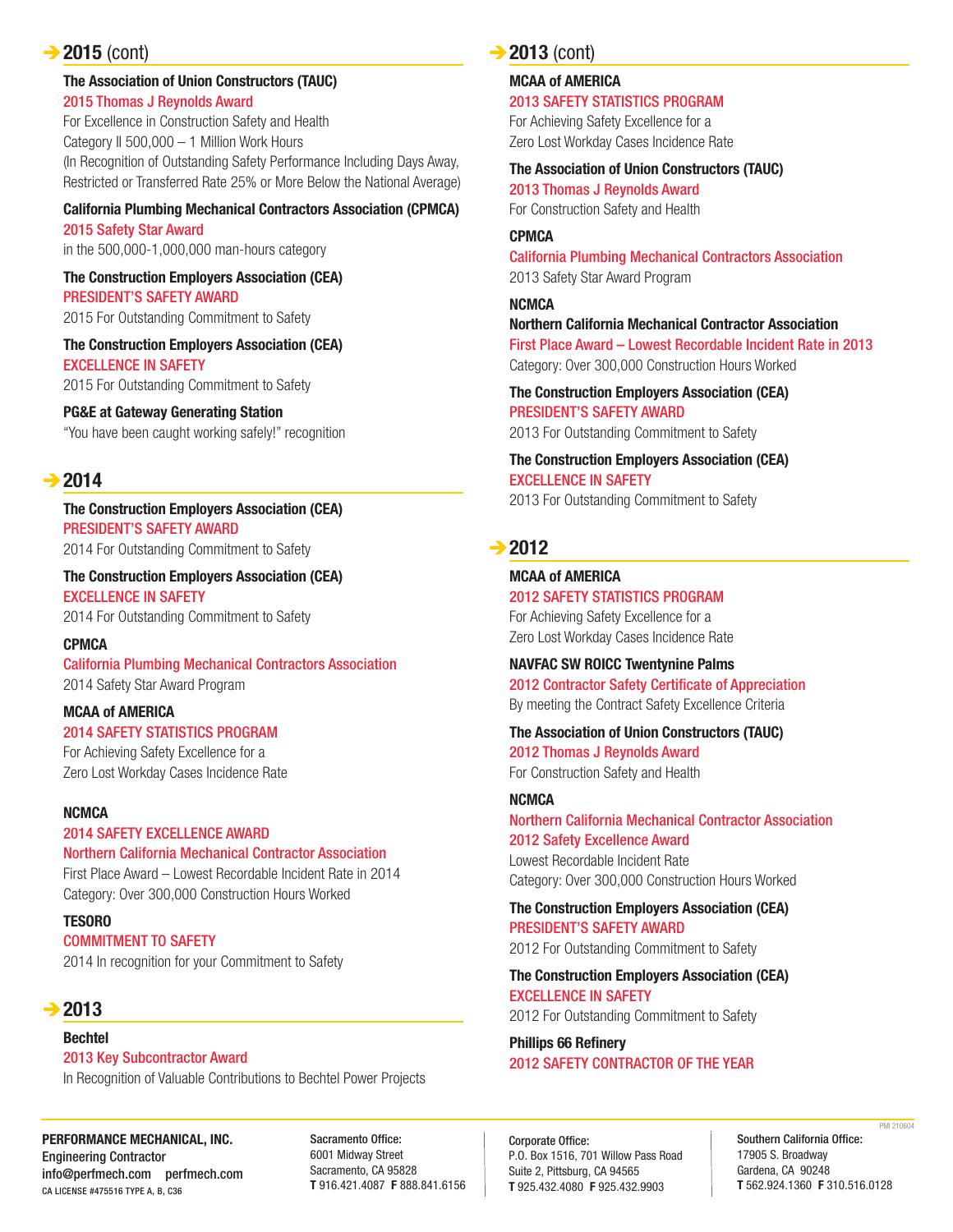## ➔ 2015 (cont)

**The Association of Union Constructors (TAUC)**
2015 Thomas J Reynolds Award
For Excellence in Construction Safety and Health
Category II 500,000 – 1 Million Work Hours
(In Recognition of Outstanding Safety Performance Including Days Away, Restricted or Transferred Rate 25% or More Below the National Average)

**California Plumbing Mechanical Contractors Association (CPMCA)**
2015 Safety Star Award
in the 500,000-1,000,000 man-hours category

**The Construction Employers Association (CEA)**
PRESIDENT'S SAFETY AWARD
2015 For Outstanding Commitment to Safety

**The Construction Employers Association (CEA)**
EXCELLENCE IN SAFETY
2015 For Outstanding Commitment to Safety

**PG&E at Gateway Generating Station**
"You have been caught working safely!" recognition

## ➔ 2014

**The Construction Employers Association (CEA)**
PRESIDENT'S SAFETY AWARD
2014 For Outstanding Commitment to Safety

**The Construction Employers Association (CEA)**
EXCELLENCE IN SAFETY
2014 For Outstanding Commitment to Safety

**CPMCA**
California Plumbing Mechanical Contractors Association
2014 Safety Star Award Program

**MCAA of AMERICA**
2014 SAFETY STATISTICS PROGRAM
For Achieving Safety Excellence for a
Zero Lost Workday Cases Incidence Rate

**NCMCA**
2014 SAFETY EXCELLENCE AWARD
Northern California Mechanical Contractor Association
First Place Award – Lowest Recordable Incident Rate in 2014
Category: Over 300,000 Construction Hours Worked

**TESORO**
COMMITMENT TO SAFETY
2014 In recognition for your Commitment to Safety

## ➔ 2013

**Bechtel**
2013 Key Subcontractor Award
In Recognition of Valuable Contributions to Bechtel Power Projects

## ➔ 2013 (cont)

**MCAA of AMERICA**
2013 SAFETY STATISTICS PROGRAM
For Achieving Safety Excellence for a
Zero Lost Workday Cases Incidence Rate

**The Association of Union Constructors (TAUC)**
2013 Thomas J Reynolds Award
For Construction Safety and Health

**CPMCA**
California Plumbing Mechanical Contractors Association
2013 Safety Star Award Program

**NCMCA**
**Northern California Mechanical Contractor Association**
First Place Award – Lowest Recordable Incident Rate in 2013
Category: Over 300,000 Construction Hours Worked

**The Construction Employers Association (CEA)**
PRESIDENT'S SAFETY AWARD
2013 For Outstanding Commitment to Safety

**The Construction Employers Association (CEA)**
EXCELLENCE IN SAFETY
2013 For Outstanding Commitment to Safety

## ➔ 2012

**MCAA of AMERICA**
2012 SAFETY STATISTICS PROGRAM
For Achieving Safety Excellence for a
Zero Lost Workday Cases Incidence Rate

**NAVFAC SW ROICC Twentynine Palms**
2012 Contractor Safety Certificate of Appreciation
By meeting the Contract Safety Excellence Criteria

**The Association of Union Constructors (TAUC)**
2012 Thomas J Reynolds Award
For Construction Safety and Health

**NCMCA**
Northern California Mechanical Contractor Association
2012 Safety Excellence Award
Lowest Recordable Incident Rate
Category: Over 300,000 Construction Hours Worked

**The Construction Employers Association (CEA)**
PRESIDENT'S SAFETY AWARD
2012 For Outstanding Commitment to Safety

**The Construction Employers Association (CEA)**
EXCELLENCE IN SAFETY
2012 For Outstanding Commitment to Safety

**Phillips 66 Refinery**
2012 SAFETY CONTRACTOR OF THE YEAR

---

**PERFORMANCE MECHANICAL, INC.**
Engineering Contractor
info@perfmech.com perfmech.com
CA LICENSE #475516 TYPE A, B, C36

Sacramento Office:
6001 Midway Street
Sacramento, CA 95828
**T** 916.421.4087 **F** 888.841.6156

Corporate Office:
P.O. Box 1516, 701 Willow Pass Road
Suite 2, Pittsburg, CA 94565
**T** 925.432.4080 **F** 925.432.9903

Southern California Office:
17905 S. Broadway
Gardena, CA 90248
**T** 562.924.1360 **F** 310.516.0128

PMI 210604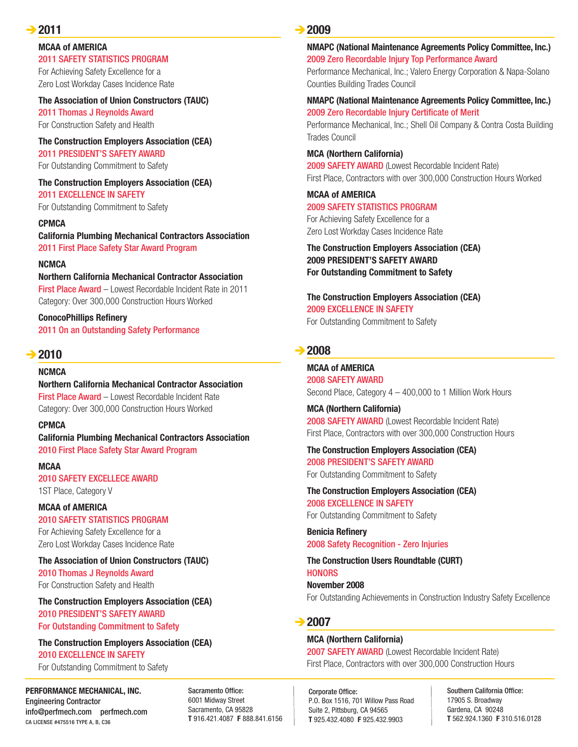## ➔ 2011

**MCAA of AMERICA**
2011 SAFETY STATISTICS PROGRAM
For Achieving Safety Excellence for a
Zero Lost Workday Cases Incidence Rate

**The Association of Union Constructors (TAUC)**
2011 Thomas J Reynolds Award
For Construction Safety and Health

**The Construction Employers Association (CEA)**
2011 PRESIDENT'S SAFETY AWARD
For Outstanding Commitment to Safety

**The Construction Employers Association (CEA)**
2011 EXCELLENCE IN SAFETY
For Outstanding Commitment to Safety

**CPMCA**
**California Plumbing Mechanical Contractors Association**
2011 First Place Safety Star Award Program

**NCMCA**
**Northern California Mechanical Contractor Association**
First Place Award – Lowest Recordable Incident Rate in 2011
Category: Over 300,000 Construction Hours Worked

**ConocoPhillips Refinery**
2011 On an Outstanding Safety Performance

## ➔ 2010

**NCMCA**
**Northern California Mechanical Contractor Association**
First Place Award – Lowest Recordable Incident Rate
Category: Over 300,000 Construction Hours Worked

**CPMCA**
**California Plumbing Mechanical Contractors Association**
2010 First Place Safety Star Award Program

**MCAA**
2010 SAFETY EXCELLECE AWARD
1ST Place, Category V

**MCAA of AMERICA**
2010 SAFETY STATISTICS PROGRAM
For Achieving Safety Excellence for a
Zero Lost Workday Cases Incidence Rate

**The Association of Union Constructors (TAUC)**
2010 Thomas J Reynolds Award
For Construction Safety and Health

**The Construction Employers Association (CEA)**
2010 PRESIDENT'S SAFETY AWARD
For Outstanding Commitment to Safety

**The Construction Employers Association (CEA)**
2010 EXCELLENCE IN SAFETY
For Outstanding Commitment to Safety

## ➔ 2009

**NMAPC (National Maintenance Agreements Policy Committee, Inc.)**
2009 Zero Recordable Injury Top Performance Award
Performance Mechanical, Inc.; Valero Energy Corporation & Napa-Solano Counties Building Trades Council

**NMAPC (National Maintenance Agreements Policy Committee, Inc.)**
2009 Zero Recordable Injury Certificate of Merit
Performance Mechanical, Inc.; Shell Oil Company & Contra Costa Building Trades Council

**MCA (Northern California)**
2009 SAFETY AWARD (Lowest Recordable Incident Rate)
First Place, Contractors with over 300,000 Construction Hours Worked

**MCAA of AMERICA**
2009 SAFETY STATISTICS PROGRAM
For Achieving Safety Excellence for a
Zero Lost Workday Cases Incidence Rate

**The Construction Employers Association (CEA)**
**2009 PRESIDENT'S SAFETY AWARD**
**For Outstanding Commitment to Safety**

**The Construction Employers Association (CEA)**
2009 EXCELLENCE IN SAFETY
For Outstanding Commitment to Safety

## ➔ 2008

**MCAA of AMERICA**
2008 SAFETY AWARD
Second Place, Category 4 – 400,000 to 1 Million Work Hours

**MCA (Northern California)**
2008 SAFETY AWARD (Lowest Recordable Incident Rate)
First Place, Contractors with over 300,000 Construction Hours

**The Construction Employers Association (CEA)**
2008 PRESIDENT'S SAFETY AWARD
For Outstanding Commitment to Safety

**The Construction Employers Association (CEA)**
2008 EXCELLENCE IN SAFETY
For Outstanding Commitment to Safety

**Benicia Refinery**
2008 Safety Recognition - Zero Injuries

**The Construction Users Roundtable (CURT)**
HONORS
**November 2008**
For Outstanding Achievements in Construction Industry Safety Excellence

## ➔ 2007

**MCA (Northern California)**
2007 SAFETY AWARD (Lowest Recordable Incident Rate)
First Place, Contractors with over 300,000 Construction Hours

---

**PERFORMANCE MECHANICAL, INC.**
Engineering Contractor
info@perfmech.com perfmech.com
CA LICENSE #475516 TYPE A, B, C36

Sacramento Office:
6001 Midway Street
Sacramento, CA 95828
**T** 916.421.4087 **F** 888.841.6156

Corporate Office:
P.O. Box 1516, 701 Willow Pass Road
Suite 2, Pittsburg, CA 94565
**T** 925.432.4080 **F** 925.432.9903

Southern California Office:
17905 S. Broadway
Gardena, CA 90248
**T** 562.924.1360 **F** 310.516.0128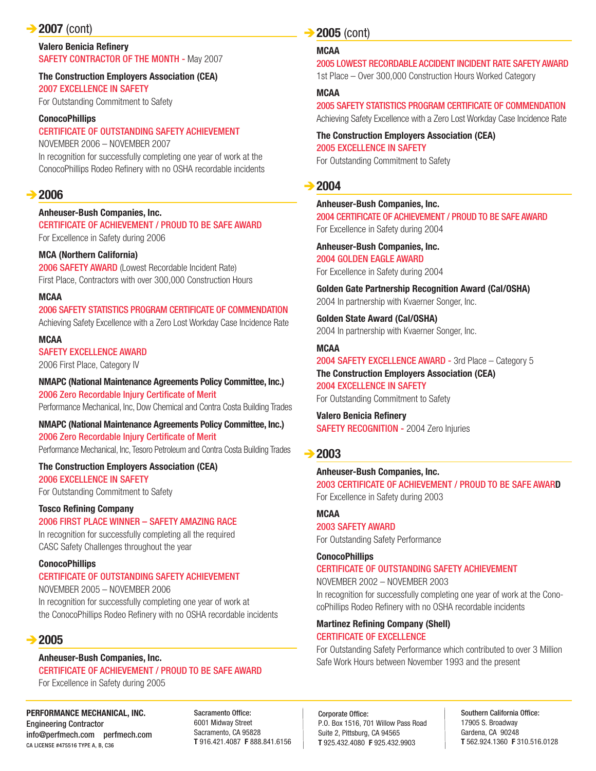## 2007 (cont)

**Valero Benicia Refinery**
SAFETY CONTRACTOR OF THE MONTH - May 2007

**The Construction Employers Association (CEA)**
2007 EXCELLENCE IN SAFETY
For Outstanding Commitment to Safety

**ConocoPhillips**
CERTIFICATE OF OUTSTANDING SAFETY ACHIEVEMENT
NOVEMBER 2006 – NOVEMBER 2007
In recognition for successfully completing one year of work at the ConocoPhillips Rodeo Refinery with no OSHA recordable incidents

## 2006

**Anheuser-Bush Companies, Inc.**
CERTIFICATE OF ACHIEVEMENT / PROUD TO BE SAFE AWARD
For Excellence in Safety during 2006

**MCA (Northern California)**
2006 SAFETY AWARD (Lowest Recordable Incident Rate)
First Place, Contractors with over 300,000 Construction Hours

**MCAA**
2006 SAFETY STATISTICS PROGRAM CERTIFICATE OF COMMENDATION
Achieving Safety Excellence with a Zero Lost Workday Case Incidence Rate

**MCAA**
SAFETY EXCELLENCE AWARD
2006 First Place, Category IV

**NMAPC (National Maintenance Agreements Policy Committee, Inc.)**
2006 Zero Recordable Injury Certificate of Merit
Performance Mechanical, Inc, Dow Chemical and Contra Costa Building Trades

**NMAPC (National Maintenance Agreements Policy Committee, Inc.)**
2006 Zero Recordable Injury Certificate of Merit
Performance Mechanical, Inc, Tesoro Petroleum and Contra Costa Building Trades

**The Construction Employers Association (CEA)**
2006 EXCELLENCE IN SAFETY
For Outstanding Commitment to Safety

**Tosco Refining Company**
2006 FIRST PLACE WINNER – SAFETY AMAZING RACE
In recognition for successfully completing all the required CASC Safety Challenges throughout the year

**ConocoPhillips**
CERTIFICATE OF OUTSTANDING SAFETY ACHIEVEMENT
NOVEMBER 2005 – NOVEMBER 2006
In recognition for successfully completing one year of work at the ConocoPhillips Rodeo Refinery with no OSHA recordable incidents

## 2005

**Anheuser-Bush Companies, Inc.**
CERTIFICATE OF ACHIEVEMENT / PROUD TO BE SAFE AWARD
For Excellence in Safety during 2005

## 2005 (cont)

**MCAA**
2005 LOWEST RECORDABLE ACCIDENT INCIDENT RATE SAFETY AWARD
1st Place – Over 300,000 Construction Hours Worked Category

**MCAA**
2005 SAFETY STATISTICS PROGRAM CERTIFICATE OF COMMENDATION
Achieving Safety Excellence with a Zero Lost Workday Case Incidence Rate

**The Construction Employers Association (CEA)**
2005 EXCELLENCE IN SAFETY
For Outstanding Commitment to Safety

## 2004

**Anheuser-Bush Companies, Inc.**
2004 CERTIFICATE OF ACHIEVEMENT / PROUD TO BE SAFE AWARD
For Excellence in Safety during 2004

**Anheuser-Bush Companies, Inc.**
2004 GOLDEN EAGLE AWARD
For Excellence in Safety during 2004

**Golden Gate Partnership Recognition Award (Cal/OSHA)**
2004 In partnership with Kvaerner Songer, Inc.

**Golden State Award (Cal/OSHA)**
2004 In partnership with Kvaerner Songer, Inc.

**MCAA**
2004 SAFETY EXCELLENCE AWARD - 3rd Place – Category 5

**The Construction Employers Association (CEA)**
2004 EXCELLENCE IN SAFETY
For Outstanding Commitment to Safety

**Valero Benicia Refinery**
SAFETY RECOGNITION - 2004 Zero Injuries

## 2003

**Anheuser-Bush Companies, Inc.**
2003 CERTIFICATE OF ACHIEVEMENT / PROUD TO BE SAFE AWARD
For Excellence in Safety during 2003

**MCAA**
2003 SAFETY AWARD
For Outstanding Safety Performance

**ConocoPhillips**
CERTIFICATE OF OUTSTANDING SAFETY ACHIEVEMENT
NOVEMBER 2002 – NOVEMBER 2003
In recognition for successfully completing one year of work at the ConocoPhillips Rodeo Refinery with no OSHA recordable incidents

**Martinez Refining Company (Shell)**
CERTIFICATE OF EXCELLENCE
For Outstanding Safety Performance which contributed to over 3 Million Safe Work Hours between November 1993 and the present

**PERFORMANCE MECHANICAL, INC.**
Engineering Contractor
info@perfmech.com perfmech.com
CA LICENSE #475516 TYPE A, B, C36

Sacramento Office:
6001 Midway Street
Sacramento, CA 95828
**T** 916.421.4087 **F** 888.841.6156

Corporate Office:
P.O. Box 1516, 701 Willow Pass Road
Suite 2, Pittsburg, CA 94565
**T** 925.432.4080 **F** 925.432.9903

Southern California Office:
17905 S. Broadway
Gardena, CA 90248
**T** 562.924.1360 **F** 310.516.0128